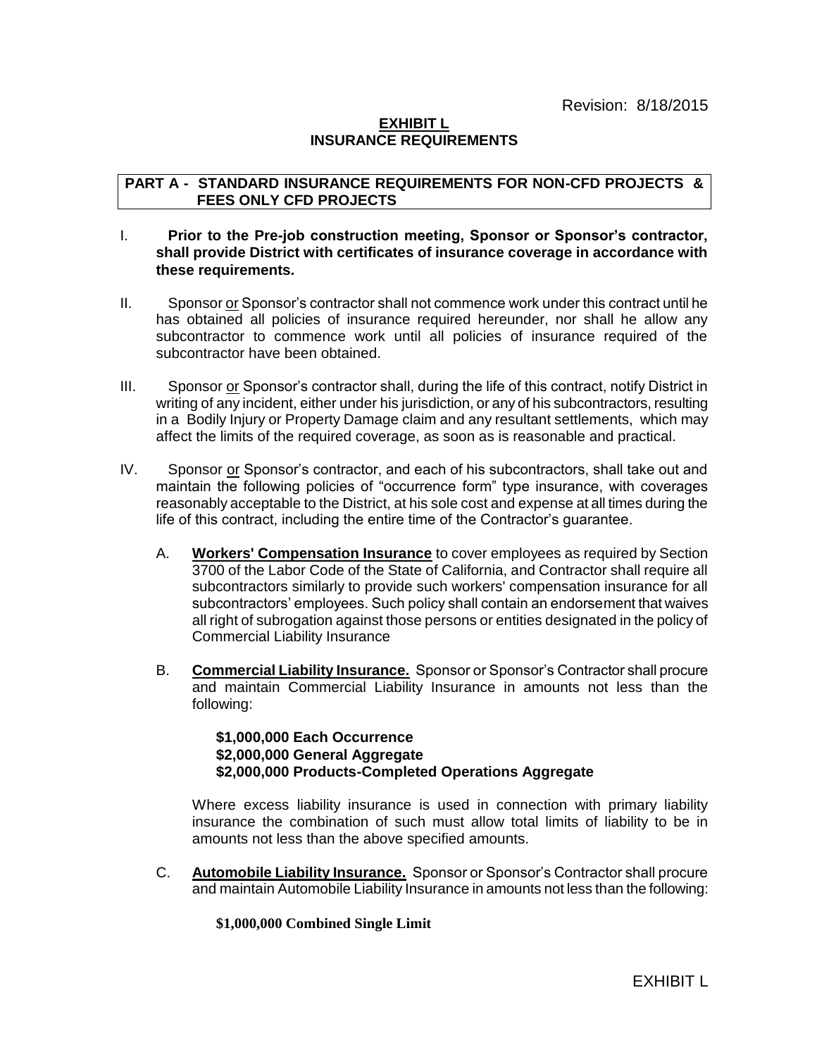Revision: 8/18/2015

# EXHIBIT L
# INSURANCE REQUIREMENTS

## PART A - STANDARD INSURANCE REQUIREMENTS FOR NON-CFD PROJECTS & FEES ONLY CFD PROJECTS

I. **Prior to the Pre-job construction meeting, Sponsor or Sponsor's contractor, shall provide District with certificates of insurance coverage in accordance with these requirements.**

II. Sponsor or Sponsor's contractor shall not commence work under this contract until he has obtained all policies of insurance required hereunder, nor shall he allow any subcontractor to commence work until all policies of insurance required of the subcontractor have been obtained.

III. Sponsor or Sponsor's contractor shall, during the life of this contract, notify District in writing of any incident, either under his jurisdiction, or any of his subcontractors, resulting in a Bodily Injury or Property Damage claim and any resultant settlements, which may affect the limits of the required coverage, as soon as is reasonable and practical.

IV. Sponsor or Sponsor's contractor, and each of his subcontractors, shall take out and maintain the following policies of "occurrence form" type insurance, with coverages reasonably acceptable to the District, at his sole cost and expense at all times during the life of this contract, including the entire time of the Contractor's guarantee.

   A. **Workers' Compensation Insurance** to cover employees as required by Section 3700 of the Labor Code of the State of California, and Contractor shall require all subcontractors similarly to provide such workers' compensation insurance for all subcontractors' employees. Such policy shall contain an endorsement that waives all right of subrogation against those persons or entities designated in the policy of Commercial Liability Insurance

   B. **Commercial Liability Insurance.** Sponsor or Sponsor's Contractor shall procure and maintain Commercial Liability Insurance in amounts not less than the following:

      **$1,000,000 Each Occurrence**
      **$2,000,000 General Aggregate**
      **$2,000,000 Products-Completed Operations Aggregate**

      Where excess liability insurance is used in connection with primary liability insurance the combination of such must allow total limits of liability to be in amounts not less than the above specified amounts.

   C. **Automobile Liability Insurance.** Sponsor or Sponsor's Contractor shall procure and maintain Automobile Liability Insurance in amounts not less than the following:

      **$1,000,000 Combined Single Limit**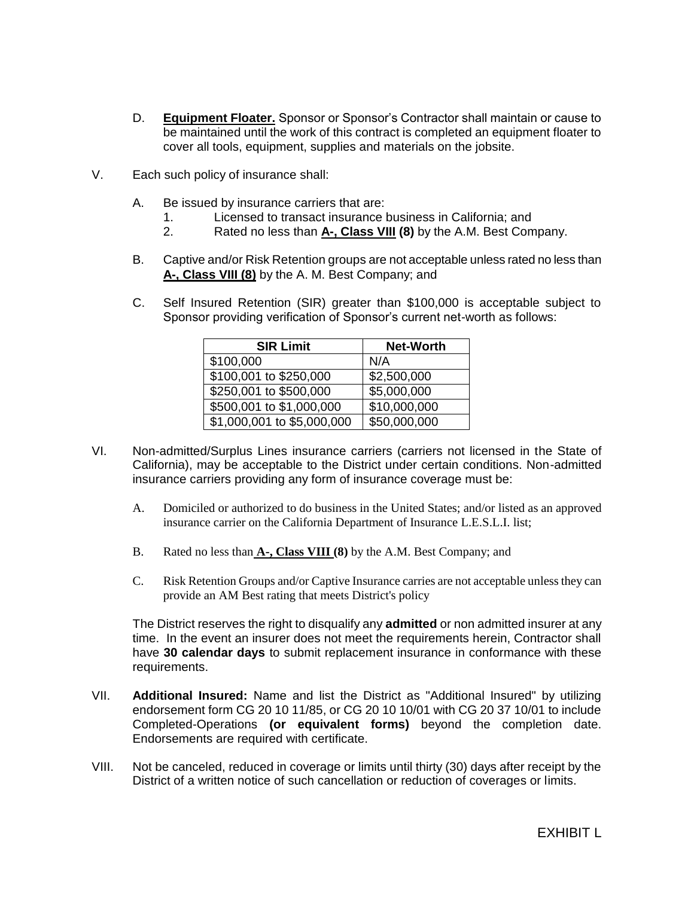D. **Equipment Floater.** Sponsor or Sponsor's Contractor shall maintain or cause to be maintained until the work of this contract is completed an equipment floater to cover all tools, equipment, supplies and materials on the jobsite.

V. Each such policy of insurance shall:

A. Be issued by insurance carriers that are:
   1. Licensed to transact insurance business in California; and
   2. Rated no less than **A-, Class VIII (8)** by the A.M. Best Company.

B. Captive and/or Risk Retention groups are not acceptable unless rated no less than **A-, Class VIII (8)** by the A. M. Best Company; and

C. Self Insured Retention (SIR) greater than $100,000 is acceptable subject to Sponsor providing verification of Sponsor's current net-worth as follows:

| SIR Limit | Net-Worth |
|---|---|
| $100,000 | N/A |
| $100,001 to $250,000 | $2,500,000 |
| $250,001 to $500,000 | $5,000,000 |
| $500,001 to $1,000,000 | $10,000,000 |
| $1,000,001 to $5,000,000 | $50,000,000 |

VI. Non-admitted/Surplus Lines insurance carriers (carriers not licensed in the State of California), may be acceptable to the District under certain conditions. Non-admitted insurance carriers providing any form of insurance coverage must be:

A. Domiciled or authorized to do business in the United States; and/or listed as an approved insurance carrier on the California Department of Insurance L.E.S.L.I. list;

B. Rated no less than **A-, Class VIII (8)** by the A.M. Best Company; and

C. Risk Retention Groups and/or Captive Insurance carries are not acceptable unless they can provide an AM Best rating that meets District's policy

The District reserves the right to disqualify any **admitted** or non admitted insurer at any time. In the event an insurer does not meet the requirements herein, Contractor shall have **30 calendar days** to submit replacement insurance in conformance with these requirements.

VII. **Additional Insured:** Name and list the District as "Additional Insured" by utilizing endorsement form CG 20 10 11/85, or CG 20 10 10/01 with CG 20 37 10/01 to include Completed-Operations **(or equivalent forms)** beyond the completion date. Endorsements are required with certificate.

VIII. Not be canceled, reduced in coverage or limits until thirty (30) days after receipt by the District of a written notice of such cancellation or reduction of coverages or limits.

EXHIBIT L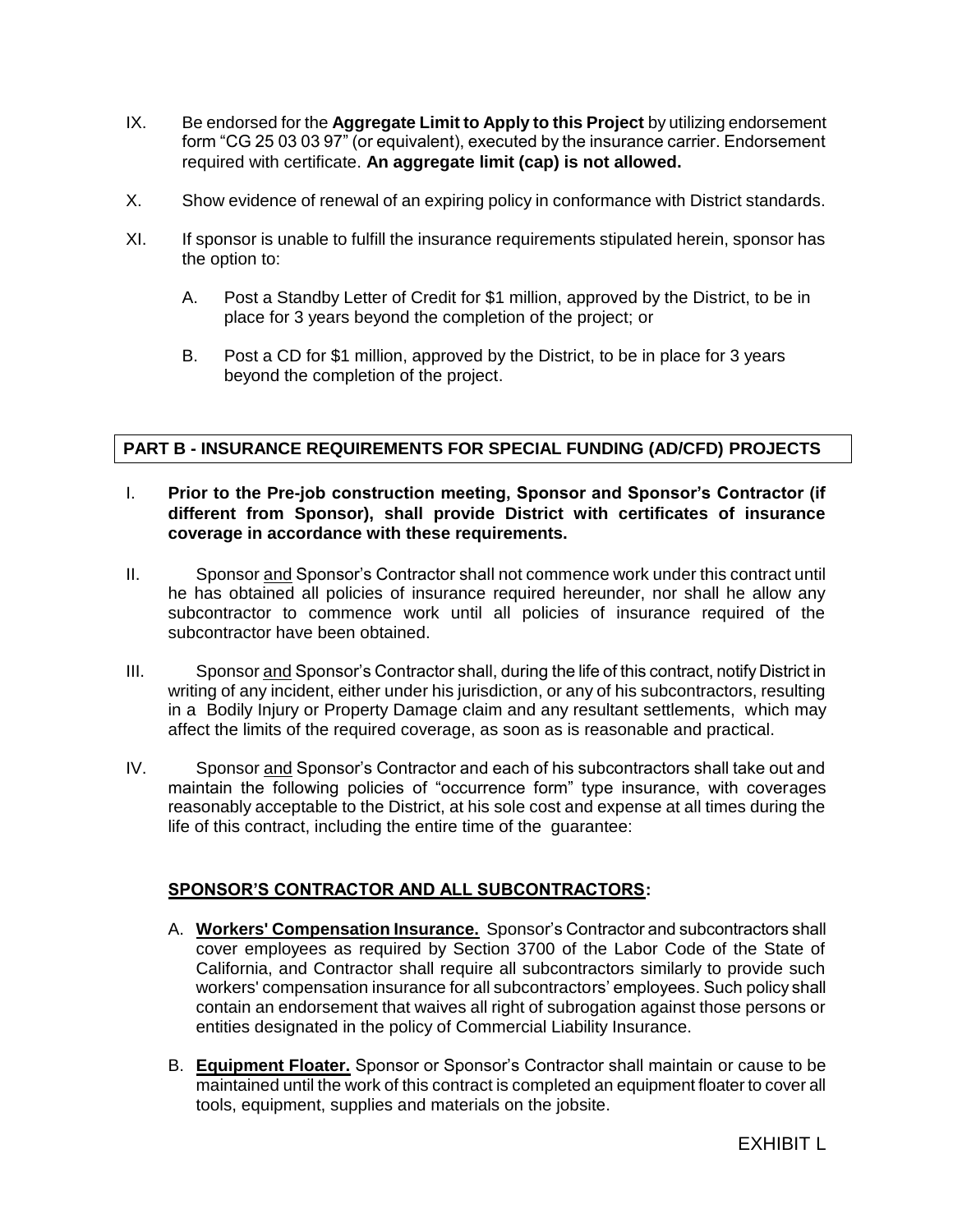IX. Be endorsed for the **Aggregate Limit to Apply to this Project** by utilizing endorsement form "CG 25 03 03 97" (or equivalent), executed by the insurance carrier. Endorsement required with certificate. **An aggregate limit (cap) is not allowed.**

X. Show evidence of renewal of an expiring policy in conformance with District standards.

XI. If sponsor is unable to fulfill the insurance requirements stipulated herein, sponsor has the option to:

   A. Post a Standby Letter of Credit for $1 million, approved by the District, to be in place for 3 years beyond the completion of the project; or

   B. Post a CD for $1 million, approved by the District, to be in place for 3 years beyond the completion of the project.

## PART B - INSURANCE REQUIREMENTS FOR SPECIAL FUNDING (AD/CFD) PROJECTS

I. **Prior to the Pre-job construction meeting, Sponsor and Sponsor's Contractor (if different from Sponsor), shall provide District with certificates of insurance coverage in accordance with these requirements.**

II. Sponsor <u>and</u> Sponsor's Contractor shall not commence work under this contract until he has obtained all policies of insurance required hereunder, nor shall he allow any subcontractor to commence work until all policies of insurance required of the subcontractor have been obtained.

III. Sponsor <u>and</u> Sponsor's Contractor shall, during the life of this contract, notify District in writing of any incident, either under his jurisdiction, or any of his subcontractors, resulting in a Bodily Injury or Property Damage claim and any resultant settlements, which may affect the limits of the required coverage, as soon as is reasonable and practical.

IV. Sponsor <u>and</u> Sponsor's Contractor and each of his subcontractors shall take out and maintain the following policies of "occurrence form" type insurance, with coverages reasonably acceptable to the District, at his sole cost and expense at all times during the life of this contract, including the entire time of the guarantee:

### <u>SPONSOR'S CONTRACTOR AND ALL SUBCONTRACTORS</u>:

   A. **<u>Workers' Compensation Insurance.</u>** Sponsor's Contractor and subcontractors shall cover employees as required by Section 3700 of the Labor Code of the State of California, and Contractor shall require all subcontractors similarly to provide such workers' compensation insurance for all subcontractors' employees. Such policy shall contain an endorsement that waives all right of subrogation against those persons or entities designated in the policy of Commercial Liability Insurance.

   B. **<u>Equipment Floater.</u>** Sponsor or Sponsor's Contractor shall maintain or cause to be maintained until the work of this contract is completed an equipment floater to cover all tools, equipment, supplies and materials on the jobsite.

EXHIBIT L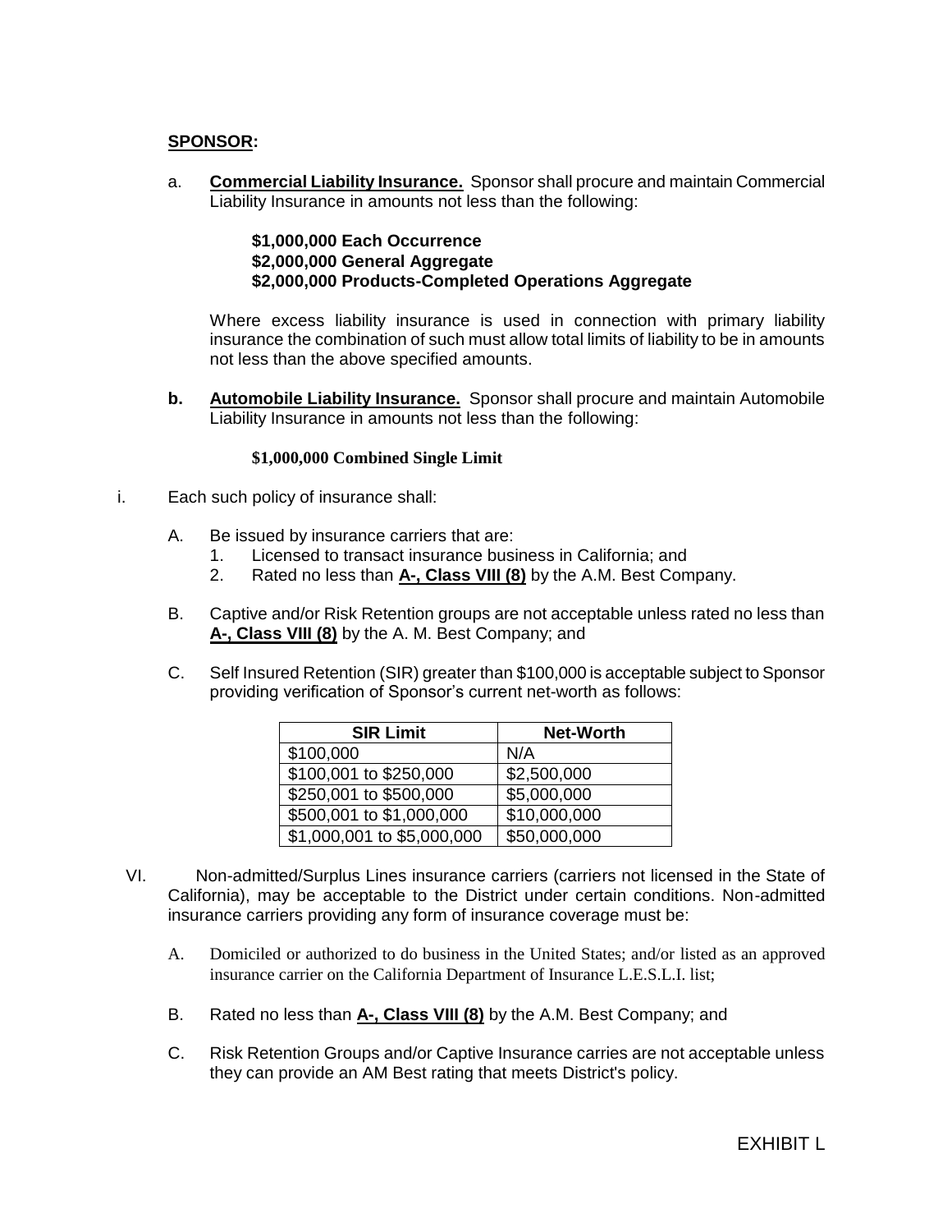**SPONSOR:**

a. **Commercial Liability Insurance.** Sponsor shall procure and maintain Commercial Liability Insurance in amounts not less than the following:

**$1,000,000 Each Occurrence**
**$2,000,000 General Aggregate**
**$2,000,000 Products-Completed Operations Aggregate**

Where excess liability insurance is used in connection with primary liability insurance the combination of such must allow total limits of liability to be in amounts not less than the above specified amounts.

**b.** **Automobile Liability Insurance.** Sponsor shall procure and maintain Automobile Liability Insurance in amounts not less than the following:

**$1,000,000 Combined Single Limit**

i. Each such policy of insurance shall:

A. Be issued by insurance carriers that are:
1. Licensed to transact insurance business in California; and
2. Rated no less than **A-, Class VIII (8)** by the A.M. Best Company.

B. Captive and/or Risk Retention groups are not acceptable unless rated no less than **A-, Class VIII (8)** by the A. M. Best Company; and

C. Self Insured Retention (SIR) greater than $100,000 is acceptable subject to Sponsor providing verification of Sponsor's current net-worth as follows:

| SIR Limit | Net-Worth |
| --- | --- |
| $100,000 | N/A |
| $100,001 to $250,000 | $2,500,000 |
| $250,001 to $500,000 | $5,000,000 |
| $500,001 to $1,000,000 | $10,000,000 |
| $1,000,001 to $5,000,000 | $50,000,000 |

VI. Non-admitted/Surplus Lines insurance carriers (carriers not licensed in the State of California), may be acceptable to the District under certain conditions. Non-admitted insurance carriers providing any form of insurance coverage must be:

A. Domiciled or authorized to do business in the United States; and/or listed as an approved insurance carrier on the California Department of Insurance L.E.S.L.I. list;

B. Rated no less than **A-, Class VIII (8)** by the A.M. Best Company; and

C. Risk Retention Groups and/or Captive Insurance carries are not acceptable unless they can provide an AM Best rating that meets District's policy.

EXHIBIT L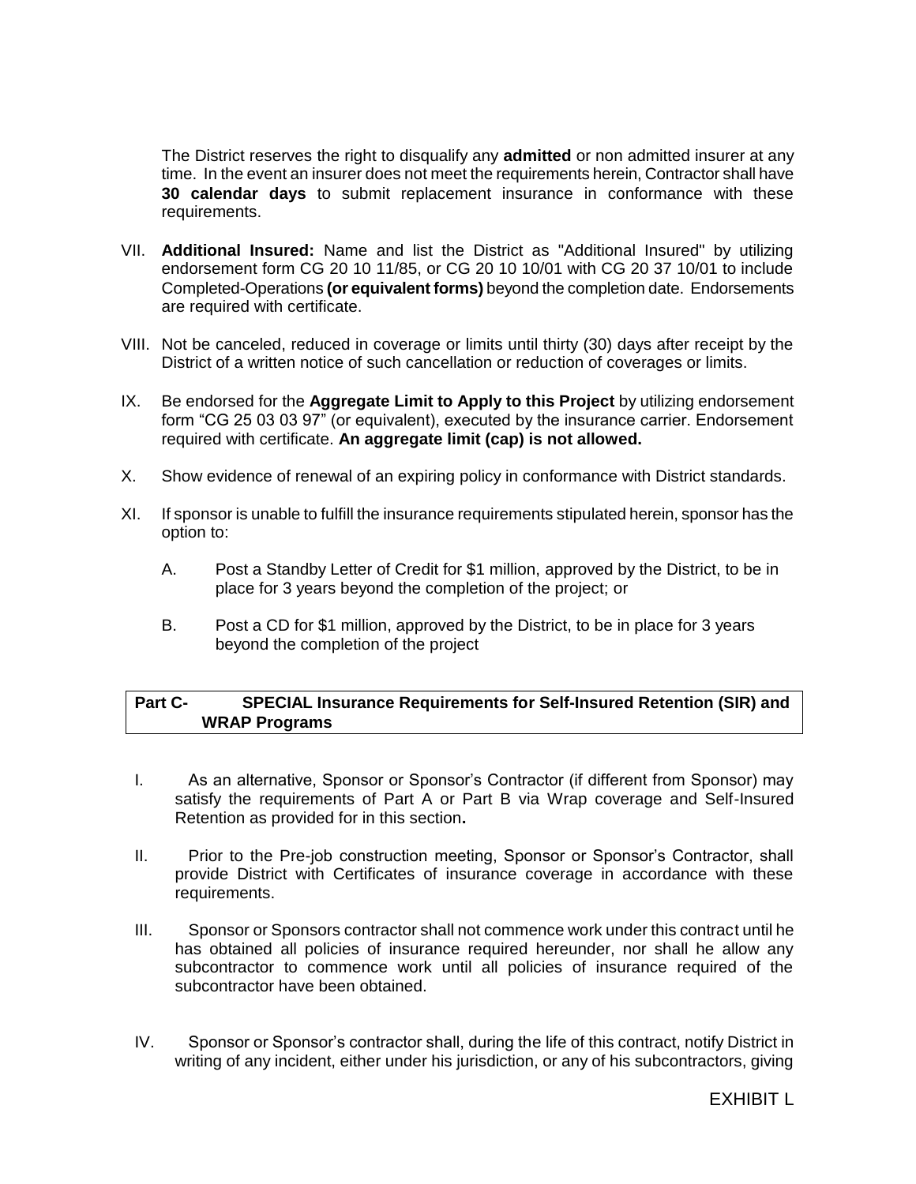The District reserves the right to disqualify any **admitted** or non admitted insurer at any time. In the event an insurer does not meet the requirements herein, Contractor shall have **30 calendar days** to submit replacement insurance in conformance with these requirements.

VII. **Additional Insured:** Name and list the District as "Additional Insured" by utilizing endorsement form CG 20 10 11/85, or CG 20 10 10/01 with CG 20 37 10/01 to include Completed-Operations **(or equivalent forms)** beyond the completion date. Endorsements are required with certificate.

VIII. Not be canceled, reduced in coverage or limits until thirty (30) days after receipt by the District of a written notice of such cancellation or reduction of coverages or limits.

IX. Be endorsed for the **Aggregate Limit to Apply to this Project** by utilizing endorsement form "CG 25 03 03 97" (or equivalent), executed by the insurance carrier. Endorsement required with certificate. **An aggregate limit (cap) is not allowed.**

X. Show evidence of renewal of an expiring policy in conformance with District standards.

XI. If sponsor is unable to fulfill the insurance requirements stipulated herein, sponsor has the option to:

A. Post a Standby Letter of Credit for $1 million, approved by the District, to be in place for 3 years beyond the completion of the project; or

B. Post a CD for $1 million, approved by the District, to be in place for 3 years beyond the completion of the project

**Part C- SPECIAL Insurance Requirements for Self-Insured Retention (SIR) and WRAP Programs**

I. As an alternative, Sponsor or Sponsor's Contractor (if different from Sponsor) may satisfy the requirements of Part A or Part B via Wrap coverage and Self-Insured Retention as provided for in this section**.**

II. Prior to the Pre-job construction meeting, Sponsor or Sponsor's Contractor, shall provide District with Certificates of insurance coverage in accordance with these requirements.

III. Sponsor or Sponsors contractor shall not commence work under this contract until he has obtained all policies of insurance required hereunder, nor shall he allow any subcontractor to commence work until all policies of insurance required of the subcontractor have been obtained.

IV. Sponsor or Sponsor's contractor shall, during the life of this contract, notify District in writing of any incident, either under his jurisdiction, or any of his subcontractors, giving

EXHIBIT L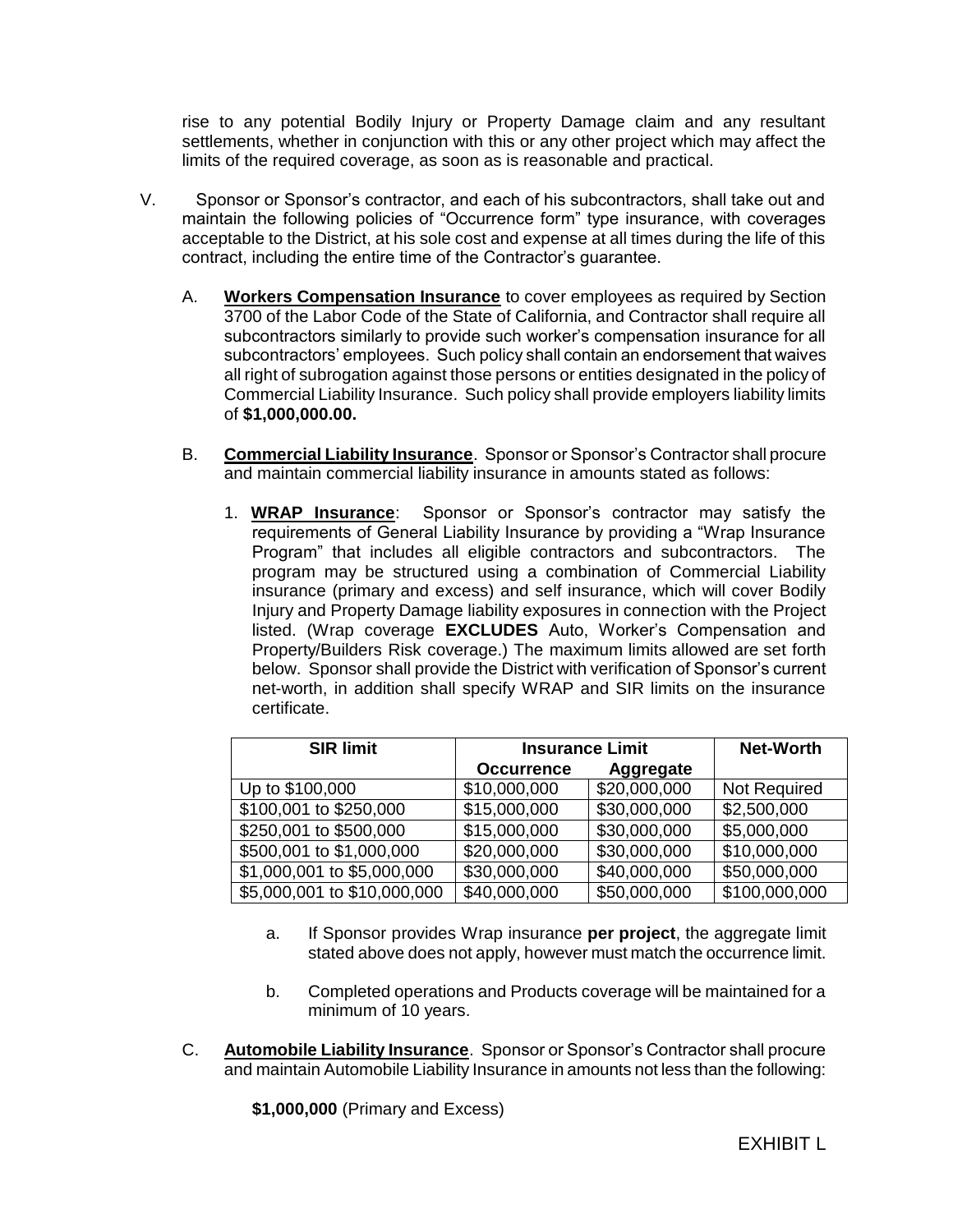rise to any potential Bodily Injury or Property Damage claim and any resultant settlements, whether in conjunction with this or any other project which may affect the limits of the required coverage, as soon as is reasonable and practical.

V. Sponsor or Sponsor's contractor, and each of his subcontractors, shall take out and maintain the following policies of "Occurrence form" type insurance, with coverages acceptable to the District, at his sole cost and expense at all times during the life of this contract, including the entire time of the Contractor's guarantee.

A. **<u>Workers Compensation Insurance</u>** to cover employees as required by Section 3700 of the Labor Code of the State of California, and Contractor shall require all subcontractors similarly to provide such worker's compensation insurance for all subcontractors' employees. Such policy shall contain an endorsement that waives all right of subrogation against those persons or entities designated in the policy of Commercial Liability Insurance. Such policy shall provide employers liability limits of **$1,000,000.00.**

B. **<u>Commercial Liability Insurance</u>**. Sponsor or Sponsor's Contractor shall procure and maintain commercial liability insurance in amounts stated as follows:

1. **<u>WRAP Insurance</u>**: Sponsor or Sponsor's contractor may satisfy the requirements of General Liability Insurance by providing a "Wrap Insurance Program" that includes all eligible contractors and subcontractors. The program may be structured using a combination of Commercial Liability insurance (primary and excess) and self insurance, which will cover Bodily Injury and Property Damage liability exposures in connection with the Project listed. (Wrap coverage **EXCLUDES** Auto, Worker's Compensation and Property/Builders Risk coverage.) The maximum limits allowed are set forth below. Sponsor shall provide the District with verification of Sponsor's current net-worth, in addition shall specify WRAP and SIR limits on the insurance certificate.

| SIR limit | Insurance Limit | | Net-Worth |
|---|---|---|---|
| | Occurrence | Aggregate | |
| Up to $100,000 | $10,000,000 | $20,000,000 | Not Required |
| $100,001 to $250,000 | $15,000,000 | $30,000,000 | $2,500,000 |
| $250,001 to $500,000 | $15,000,000 | $30,000,000 | $5,000,000 |
| $500,001 to $1,000,000 | $20,000,000 | $30,000,000 | $10,000,000 |
| $1,000,001 to $5,000,000 | $30,000,000 | $40,000,000 | $50,000,000 |
| $5,000,001 to $10,000,000 | $40,000,000 | $50,000,000 | $100,000,000 |

a. If Sponsor provides Wrap insurance **per project**, the aggregate limit stated above does not apply, however must match the occurrence limit.

b. Completed operations and Products coverage will be maintained for a minimum of 10 years.

C. **<u>Automobile Liability Insurance</u>**. Sponsor or Sponsor's Contractor shall procure and maintain Automobile Liability Insurance in amounts not less than the following:

**$1,000,000** (Primary and Excess)

EXHIBIT L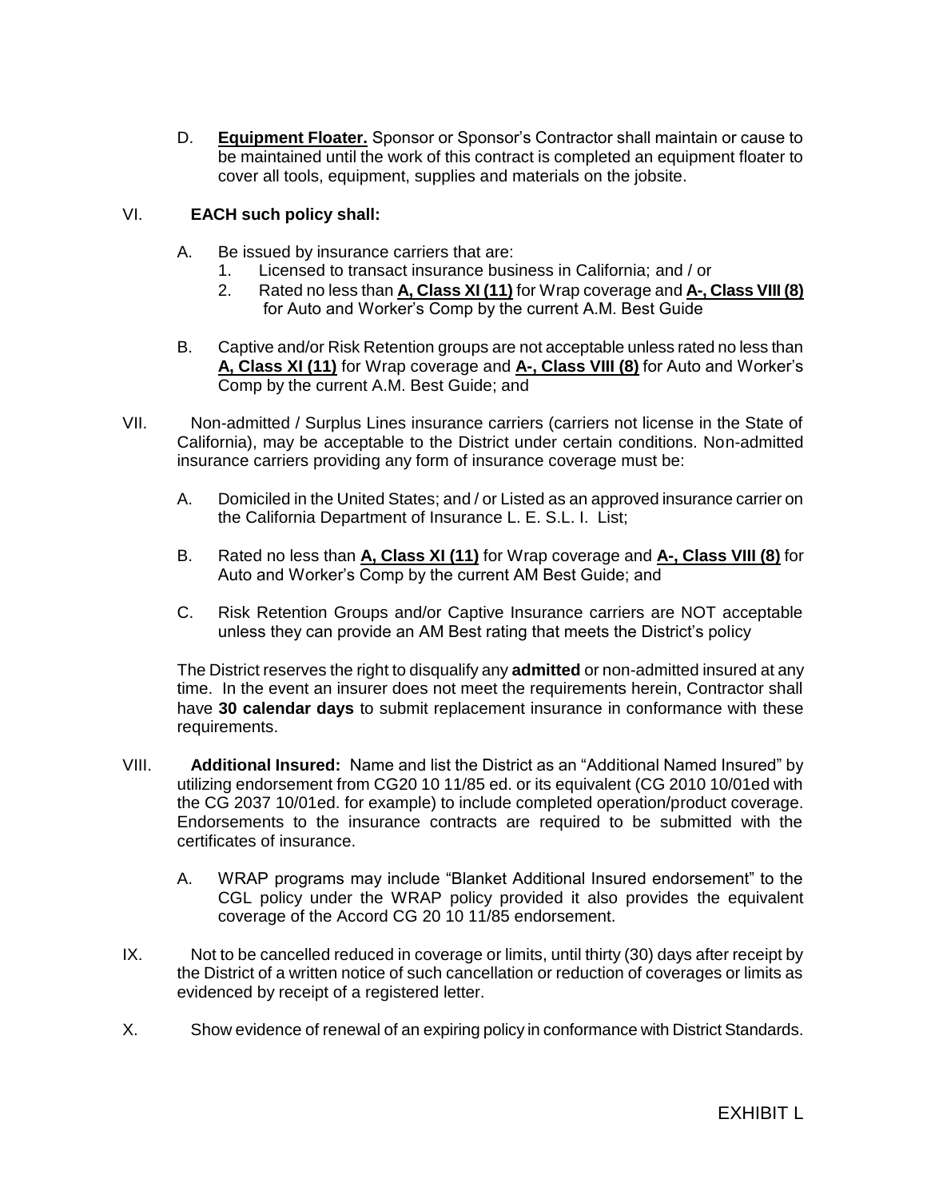D. **Equipment Floater.** Sponsor or Sponsor's Contractor shall maintain or cause to be maintained until the work of this contract is completed an equipment floater to cover all tools, equipment, supplies and materials on the jobsite.

VI. **EACH such policy shall:**

A. Be issued by insurance carriers that are:
   1. Licensed to transact insurance business in California; and / or
   2. Rated no less than **A, Class XI (11)** for Wrap coverage and **A-, Class VIII (8)** for Auto and Worker's Comp by the current A.M. Best Guide

B. Captive and/or Risk Retention groups are not acceptable unless rated no less than **A, Class XI (11)** for Wrap coverage and **A-, Class VIII (8)** for Auto and Worker's Comp by the current A.M. Best Guide; and

VII. Non-admitted / Surplus Lines insurance carriers (carriers not license in the State of California), may be acceptable to the District under certain conditions. Non-admitted insurance carriers providing any form of insurance coverage must be:

A. Domiciled in the United States; and / or Listed as an approved insurance carrier on the California Department of Insurance L. E. S.L. I. List;

B. Rated no less than **A, Class XI (11)** for Wrap coverage and **A-, Class VIII (8)** for Auto and Worker's Comp by the current AM Best Guide; and

C. Risk Retention Groups and/or Captive Insurance carriers are NOT acceptable unless they can provide an AM Best rating that meets the District's policy

The District reserves the right to disqualify any **admitted** or non-admitted insured at any time. In the event an insurer does not meet the requirements herein, Contractor shall have **30 calendar days** to submit replacement insurance in conformance with these requirements.

VIII. **Additional Insured:** Name and list the District as an "Additional Named Insured" by utilizing endorsement from CG20 10 11/85 ed. or its equivalent (CG 2010 10/01ed with the CG 2037 10/01ed. for example) to include completed operation/product coverage. Endorsements to the insurance contracts are required to be submitted with the certificates of insurance.

A. WRAP programs may include "Blanket Additional Insured endorsement" to the CGL policy under the WRAP policy provided it also provides the equivalent coverage of the Accord CG 20 10 11/85 endorsement.

IX. Not to be cancelled reduced in coverage or limits, until thirty (30) days after receipt by the District of a written notice of such cancellation or reduction of coverages or limits as evidenced by receipt of a registered letter.

X. Show evidence of renewal of an expiring policy in conformance with District Standards.

EXHIBIT L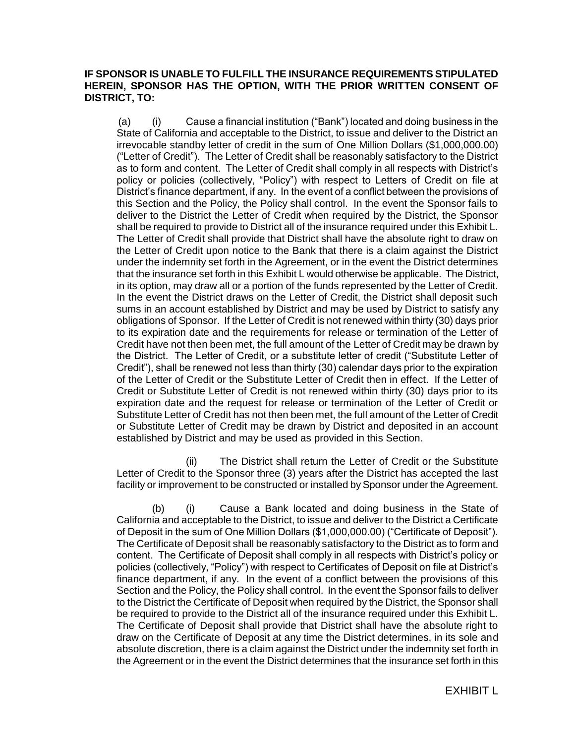**IF SPONSOR IS UNABLE TO FULFILL THE INSURANCE REQUIREMENTS STIPULATED HEREIN, SPONSOR HAS THE OPTION, WITH THE PRIOR WRITTEN CONSENT OF DISTRICT, TO:**

(a) (i) Cause a financial institution ("Bank") located and doing business in the State of California and acceptable to the District, to issue and deliver to the District an irrevocable standby letter of credit in the sum of One Million Dollars ($1,000,000.00) ("Letter of Credit"). The Letter of Credit shall be reasonably satisfactory to the District as to form and content. The Letter of Credit shall comply in all respects with District's policy or policies (collectively, "Policy") with respect to Letters of Credit on file at District's finance department, if any. In the event of a conflict between the provisions of this Section and the Policy, the Policy shall control. In the event the Sponsor fails to deliver to the District the Letter of Credit when required by the District, the Sponsor shall be required to provide to District all of the insurance required under this Exhibit L. The Letter of Credit shall provide that District shall have the absolute right to draw on the Letter of Credit upon notice to the Bank that there is a claim against the District under the indemnity set forth in the Agreement, or in the event the District determines that the insurance set forth in this Exhibit L would otherwise be applicable. The District, in its option, may draw all or a portion of the funds represented by the Letter of Credit. In the event the District draws on the Letter of Credit, the District shall deposit such sums in an account established by District and may be used by District to satisfy any obligations of Sponsor. If the Letter of Credit is not renewed within thirty (30) days prior to its expiration date and the requirements for release or termination of the Letter of Credit have not then been met, the full amount of the Letter of Credit may be drawn by the District. The Letter of Credit, or a substitute letter of credit ("Substitute Letter of Credit"), shall be renewed not less than thirty (30) calendar days prior to the expiration of the Letter of Credit or the Substitute Letter of Credit then in effect. If the Letter of Credit or Substitute Letter of Credit is not renewed within thirty (30) days prior to its expiration date and the request for release or termination of the Letter of Credit or Substitute Letter of Credit has not then been met, the full amount of the Letter of Credit or Substitute Letter of Credit may be drawn by District and deposited in an account established by District and may be used as provided in this Section.

(ii) The District shall return the Letter of Credit or the Substitute Letter of Credit to the Sponsor three (3) years after the District has accepted the last facility or improvement to be constructed or installed by Sponsor under the Agreement.

(b) (i) Cause a Bank located and doing business in the State of California and acceptable to the District, to issue and deliver to the District a Certificate of Deposit in the sum of One Million Dollars ($1,000,000.00) ("Certificate of Deposit"). The Certificate of Deposit shall be reasonably satisfactory to the District as to form and content. The Certificate of Deposit shall comply in all respects with District's policy or policies (collectively, "Policy") with respect to Certificates of Deposit on file at District's finance department, if any. In the event of a conflict between the provisions of this Section and the Policy, the Policy shall control. In the event the Sponsor fails to deliver to the District the Certificate of Deposit when required by the District, the Sponsor shall be required to provide to the District all of the insurance required under this Exhibit L. The Certificate of Deposit shall provide that District shall have the absolute right to draw on the Certificate of Deposit at any time the District determines, in its sole and absolute discretion, there is a claim against the District under the indemnity set forth in the Agreement or in the event the District determines that the insurance set forth in this

EXHIBIT L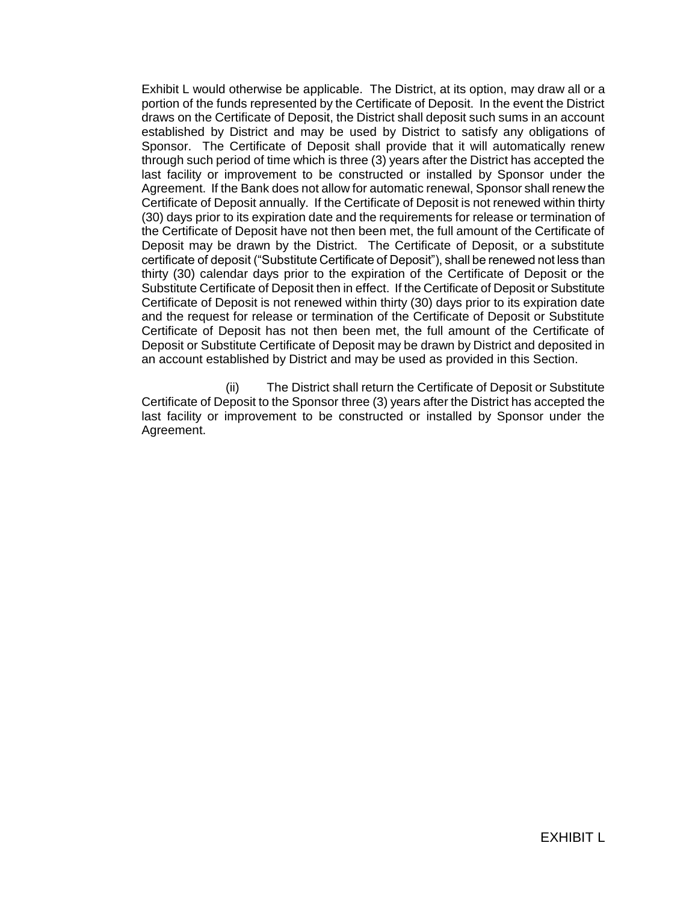Exhibit L would otherwise be applicable. The District, at its option, may draw all or a portion of the funds represented by the Certificate of Deposit. In the event the District draws on the Certificate of Deposit, the District shall deposit such sums in an account established by District and may be used by District to satisfy any obligations of Sponsor. The Certificate of Deposit shall provide that it will automatically renew through such period of time which is three (3) years after the District has accepted the last facility or improvement to be constructed or installed by Sponsor under the Agreement. If the Bank does not allow for automatic renewal, Sponsor shall renew the Certificate of Deposit annually. If the Certificate of Deposit is not renewed within thirty (30) days prior to its expiration date and the requirements for release or termination of the Certificate of Deposit have not then been met, the full amount of the Certificate of Deposit may be drawn by the District. The Certificate of Deposit, or a substitute certificate of deposit ("Substitute Certificate of Deposit"), shall be renewed not less than thirty (30) calendar days prior to the expiration of the Certificate of Deposit or the Substitute Certificate of Deposit then in effect. If the Certificate of Deposit or Substitute Certificate of Deposit is not renewed within thirty (30) days prior to its expiration date and the request for release or termination of the Certificate of Deposit or Substitute Certificate of Deposit has not then been met, the full amount of the Certificate of Deposit or Substitute Certificate of Deposit may be drawn by District and deposited in an account established by District and may be used as provided in this Section.

(ii) The District shall return the Certificate of Deposit or Substitute Certificate of Deposit to the Sponsor three (3) years after the District has accepted the last facility or improvement to be constructed or installed by Sponsor under the Agreement.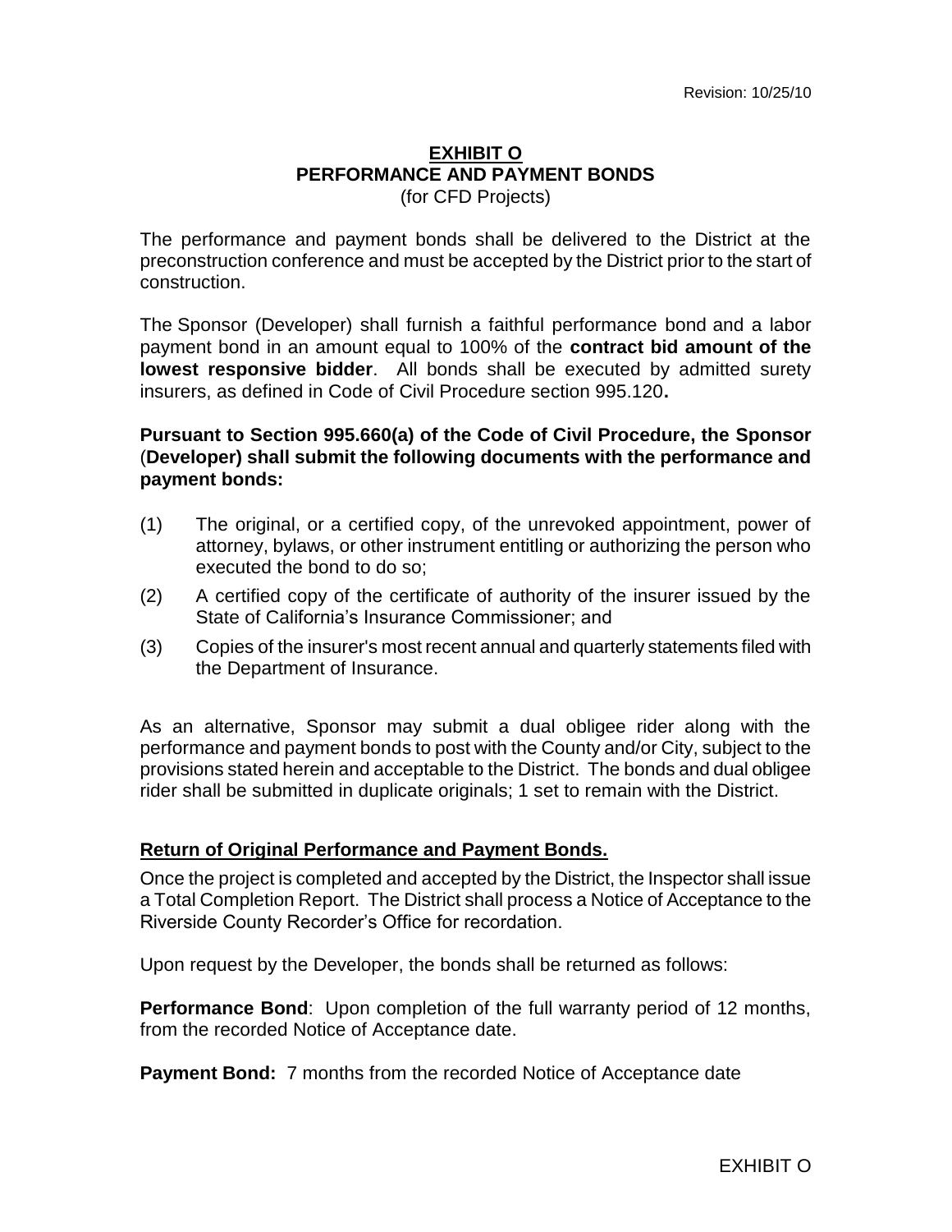Revision: 10/25/10

# EXHIBIT O
## PERFORMANCE AND PAYMENT BONDS
(for CFD Projects)

The performance and payment bonds shall be delivered to the District at the preconstruction conference and must be accepted by the District prior to the start of construction.

The Sponsor (Developer) shall furnish a faithful performance bond and a labor payment bond in an amount equal to 100% of the **contract bid amount of the lowest responsive bidder**. All bonds shall be executed by admitted surety insurers, as defined in Code of Civil Procedure section 995.120**.**

**Pursuant to Section 995.660(a) of the Code of Civil Procedure, the Sponsor (Developer) shall submit the following documents with the performance and payment bonds:**

(1) The original, or a certified copy, of the unrevoked appointment, power of attorney, bylaws, or other instrument entitling or authorizing the person who executed the bond to do so;

(2) A certified copy of the certificate of authority of the insurer issued by the State of California's Insurance Commissioner; and

(3) Copies of the insurer's most recent annual and quarterly statements filed with the Department of Insurance.

As an alternative, Sponsor may submit a dual obligee rider along with the performance and payment bonds to post with the County and/or City, subject to the provisions stated herein and acceptable to the District. The bonds and dual obligee rider shall be submitted in duplicate originals; 1 set to remain with the District.

### Return of Original Performance and Payment Bonds.

Once the project is completed and accepted by the District, the Inspector shall issue a Total Completion Report. The District shall process a Notice of Acceptance to the Riverside County Recorder's Office for recordation.

Upon request by the Developer, the bonds shall be returned as follows:

**Performance Bond**: Upon completion of the full warranty period of 12 months, from the recorded Notice of Acceptance date.

**Payment Bond:** 7 months from the recorded Notice of Acceptance date

EXHIBIT O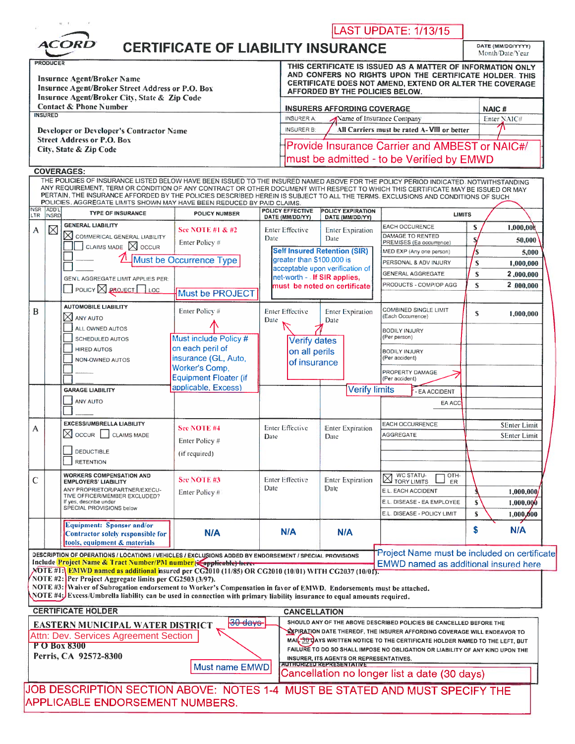LAST UPDATE: 1/13/15

# ACORD CERTIFICATE OF LIABILITY INSURANCE

DATE (MM/DD/YYYY): Month/Date/Year

**PRODUCER**

Insurnce Agent/Broker Name
Insurance Agent/Broker Street Address or P.O. Box
Insurance Agent/Broker City, State & Zip Code
Contact & Phone Number

THIS CERTIFICATE IS ISSUED AS A MATTER OF INFORMATION ONLY AND CONFERS NO RIGHTS UPON THE CERTIFICATE HOLDER. THIS CERTIFICATE DOES NOT AMEND, EXTEND OR ALTER THE COVERAGE AFFORDED BY THE POLICIES BELOW.

**INSURED**

Developer or Developer's Contractor Name
Street Address or P.O. Box
City, State & Zip Code

| INSURERS AFFORDING COVERAGE | | NAIC # |
|---|---|---|
| INSURER A: | Name of Insurance Company | Enter NAIC# |
| INSURER B: | All Carriers must be rated A-VIII or better | |

Provide Insurance Carrier and AMBEST or NAIC#/ must be admitted - to be Verified by EMWD

## COVERAGES:

THE POLICIES OF INSURANCE LISTED BELOW HAVE BEEN ISSUED TO THE INSURED NAMED ABOVE FOR THE POLICY PERIOD INDICATED. NOTWITHSTANDING ANY REQUIREMENT, TERM OR CONDITION OF ANY CONTRACT OR OTHER DOCUMENT WITH RESPECT TO WHICH THIS CERTIFICATE MAY BE ISSUED OR MAY PERTAIN, THE INSURANCE AFFORDED BY THE POLICIES DESCRIBED HEREIN IS SUBJECT TO ALL THE TERMS, EXCLUSIONS AND CONDITIONS OF SUCH POLICIES. AGGREGATE LIMITS SHOWN MAY HAVE BEEN REDUCED BY PAID CLAIMS.

| INSR LTR | ADD'L INSRD | TYPE OF INSURANCE | POLICY NUMBER | POLICY EFFECTIVE DATE (MM/DD/YY) | POLICY EXPIRATION DATE (MM/DD/YY) | LIMITS | |
|---|---|---|---|---|---|---|---|
| A | ☒ | GENERAL LIABILITY<br>☒ COMMERICAL GENERAL LIABILITY<br>☐ CLAIMS MADE ☒ OCCUR<br>Must be Occurrence Type<br>GEN'L AGGREGATE LIMIT APPLIES PER:<br>☐ POLICY ☒ PROJECT ☐ LOC<br>Must be PROJECT | See NOTE #1 & #2<br>Enter Policy # | Enter Effective Date | Enter Expiration Date | EACH OCCURENCE | $ 1,000,000 |
| | | | | | | DAMAGE TO RENTED PREMISES (Ea occurrence) | $ 50,000 |
| | | | | Self Insured Retention (SIR) greater than $100,000 is acceptable upon verification of net-worth - If SIR applies, must be noted on certificate | | MED EXP (Any one person) | $ 5,000 |
| | | | | | | PERSONAL & ADV INJURY | $ 1,000,000 |
| | | | | | | GENERAL AGGREGATE | $ 2,000,000 |
| | | | | | | PRODUCTS - COMP/OP AGG | $ 2,000,000 |
| B | | AUTOMOBILE LIABILITY<br>☒ ANY AUTO<br>☐ ALL OWNED AUTOS<br>☐ SCHEDULED AUTOS<br>☐ HIRED AUTOS<br>☐ NON-OWNED AUTOS | Enter Policy #<br>Must include Policy # on each peril of insurance (GL, Auto, Worker's Comp, Equipment Floater (if applicable, Excess) | Enter Effective Date<br>Verify dates on all perils of insurance | Enter Expiration Date | COMBINED SINGLE LIMIT (Each Occurrence) | $ 1,000,000 |
| | | | | | | BODILY INJURY (Per person) | |
| | | | | | | BODILY INJURY (Per accident) | |
| | | | | | | PROPERTY DAMAGE (Per accident) | |
| | | GARAGE LIABILITY<br>☐ ANY AUTO | | Verify limits | | EA ACCIDENT | |
| | | | | | | EA ACC | |
| A | | EXCESS/UMBRELLA LIABILITY<br>☒ OCCUR ☐ CLAIMS MADE<br>☐ DEDUCTIBLE<br>☐ RETENTION | See NOTE #4<br>Enter Policy #<br>(if required) | Enter Effective Date | Enter Expiration Date | EACH OCCURENCE | $Enter Limit |
| | | | | | | AGGREGATE | $Enter Limit |
| C | | WORKERS COMPENSATION AND EMPLOYERS' LIABILITY<br>ANY PROPRIETOR/PARTNER/EXECUTIVE OFFICER/MEMBER EXCLUDED?<br>If yes, describe under SPECIAL PROVISIONS below | See NOTE #3<br>Enter Policy # | Enter Effective Date | Enter Expiration Date | ☒ WC STATUTORY LIMITS ☐ OTHER | |
| | | | | | | E.L. EACH ACCIDENT | $ 1,000,000 |
| | | | | | | E.L. DISEASE - EA EMPLOYEE | $ 1,000,000 |
| | | | | | | E.L. DISEASE - POLICY LIMIT | $ 1,000,000 |
| | | Equipment: Sponsor and/or Contractor solely responsible for tools, equipment & materials | N/A | N/A | N/A | | $ N/A |

**DESCRIPTION OF OPERATIONS / LOCATIONS / VEHICLES / EXCLUSIONS ADDED BY ENDORSEMENT / SPECIAL PROVISIONS**

Project Name must be included on certificate
EMWD named as additional insured here

Include Project Name & Tract Number/PM number (if applicable) here.
NOTE #1: EMWD named as additional insured per CG2010 (11/85) OR CG2010 (10/01) WITH CG2037 (10/01).
NOTE #2: Per Project Aggregate limits per CG2503 (3/97).
NOTE #3: Waiver of Subrogation endorsement to Worker's Compensation in favor of EMWD. Endorsements must be attached.
NOTE #4: Excess/Umbrella liability can be used in connection with primary liability insurance to equal amounts required.

**CERTIFICATE HOLDER**

EASTERN MUNICIPAL WATER DISTRICT
Attn: Dev. Services Agreement Section
P O Box 8300
Perris, CA 92572-8300

~~30 days~~
Must name EMWD

**CANCELLATION**

SHOULD ANY OF THE ABOVE DESCRIBED POLICIES BE CANCELLED BEFORE THE EXPIRATION DATE THEREOF, THE INSURER AFFORDING COVERAGE WILL ENDEAVOR TO MAIL ~~30~~ DAYS WRITTEN NOTICE TO THE CERTIFICATE HOLDER NAMED TO THE LEFT, BUT FAILURE TO DO SO SHALL IMPOSE NO OBLIGATION OR LIABILITY OF ANY KIND UPON THE INSURER, ITS AGENTS OR REPRESENTATIVES.

AUTHORIZED REPRESENTATIVE

Cancellation no longer list a date (30 days)

JOB DESCRIPTION SECTION ABOVE: NOTES 1-4 MUST BE STATED AND MUST SPECIFY THE APPLICABLE ENDORSEMENT NUMBERS.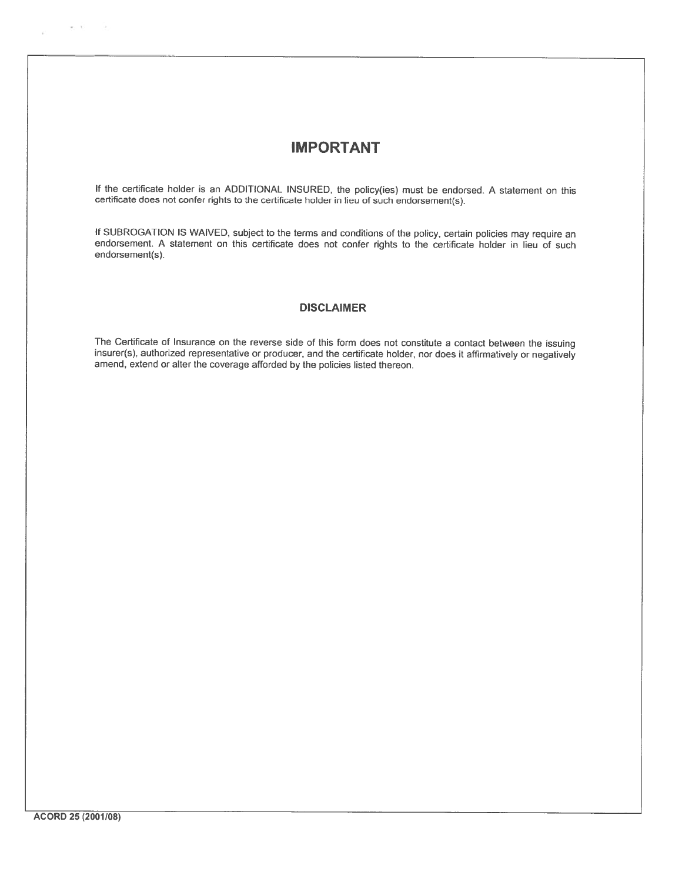# IMPORTANT

If the certificate holder is an ADDITIONAL INSURED, the policy(ies) must be endorsed. A statement on this certificate does not confer rights to the certificate holder in lieu of such endorsement(s).

If SUBROGATION IS WAIVED, subject to the terms and conditions of the policy, certain policies may require an endorsement. A statement on this certificate does not confer rights to the certificate holder in lieu of such endorsement(s).

## DISCLAIMER

The Certificate of Insurance on the reverse side of this form does not constitute a contact between the issuing insurer(s), authorized representative or producer, and the certificate holder, nor does it affirmatively or negatively amend, extend or alter the coverage afforded by the policies listed thereon.

**ACORD 25 (2001/08)**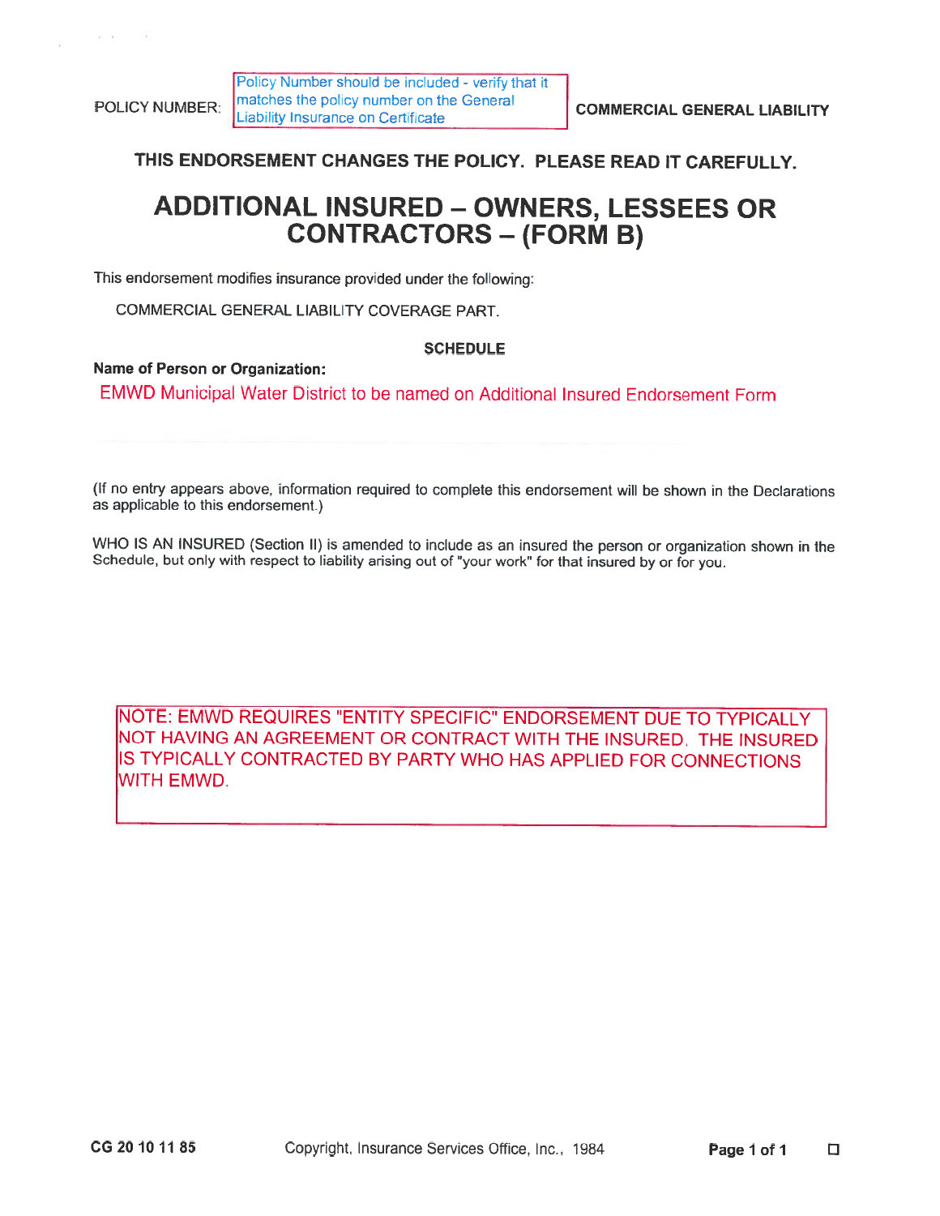POLICY NUMBER: Policy Number should be included - verify that it matches the policy number on the General Liability Insurance on Certificate

COMMERCIAL GENERAL LIABILITY

**THIS ENDORSEMENT CHANGES THE POLICY. PLEASE READ IT CAREFULLY.**

# ADDITIONAL INSURED – OWNERS, LESSEES OR CONTRACTORS – (FORM B)

This endorsement modifies insurance provided under the following:

COMMERCIAL GENERAL LIABILITY COVERAGE PART.

**SCHEDULE**

**Name of Person or Organization:**

EMWD Municipal Water District to be named on Additional Insured Endorsement Form

(If no entry appears above, information required to complete this endorsement will be shown in the Declarations as applicable to this endorsement.)

WHO IS AN INSURED (Section II) is amended to include as an insured the person or organization shown in the Schedule, but only with respect to liability arising out of "your work" for that insured by or for you.

NOTE: EMWD REQUIRES "ENTITY SPECIFIC" ENDORSEMENT DUE TO TYPICALLY NOT HAVING AN AGREEMENT OR CONTRACT WITH THE INSURED. THE INSURED IS TYPICALLY CONTRACTED BY PARTY WHO HAS APPLIED FOR CONNECTIONS WITH EMWD.

CG 20 10 11 85 Copyright, Insurance Services Office, Inc., 1984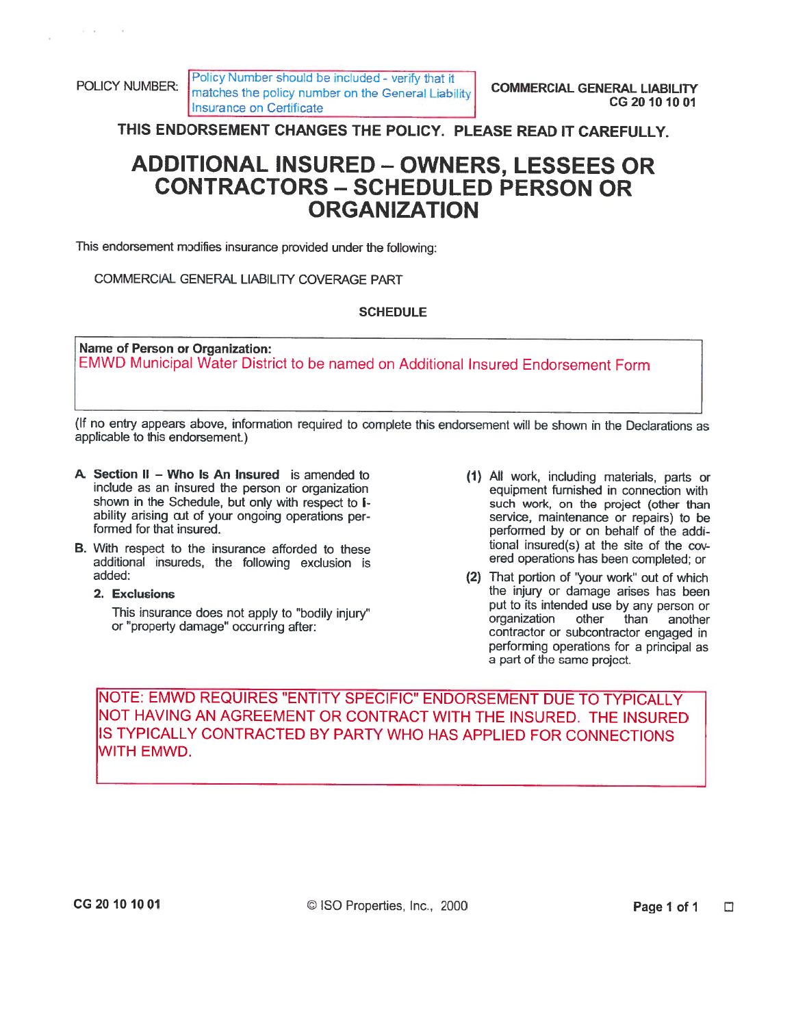POLICY NUMBER: Policy Number should be included - verify that it matches the policy number on the General Liability Insurance on Certificate

**COMMERCIAL GENERAL LIABILITY**
**CG 20 10 10 01**

**THIS ENDORSEMENT CHANGES THE POLICY. PLEASE READ IT CAREFULLY.**

# ADDITIONAL INSURED – OWNERS, LESSEES OR CONTRACTORS – SCHEDULED PERSON OR ORGANIZATION

This endorsement modifies insurance provided under the following:

COMMERCIAL GENERAL LIABILITY COVERAGE PART

**SCHEDULE**

| **Name of Person or Organization:** |
|---|
| EMWD Municipal Water District to be named on Additional Insured Endorsement Form |

(If no entry appears above, information required to complete this endorsement will be shown in the Declarations as applicable to this endorsement.)

**A.** **Section II – Who Is An Insured** is amended to include as an insured the person or organization shown in the Schedule, but only with respect to liability arising out of your ongoing operations performed for that insured.

**B.** With respect to the insurance afforded to these additional insureds, the following exclusion is added:

**2. Exclusions**

This insurance does not apply to "bodily injury" or "property damage" occurring after:

**(1)** All work, including materials, parts or equipment furnished in connection with such work, on the project (other than service, maintenance or repairs) to be performed by or on behalf of the additional insured(s) at the site of the covered operations has been completed; or

**(2)** That portion of "your work" out of which the injury or damage arises has been put to its intended use by any person or organization other than another contractor or subcontractor engaged in performing operations for a principal as a part of the same project.

NOTE: EMWD REQUIRES "ENTITY SPECIFIC" ENDORSEMENT DUE TO TYPICALLY NOT HAVING AN AGREEMENT OR CONTRACT WITH THE INSURED. THE INSURED IS TYPICALLY CONTRACTED BY PARTY WHO HAS APPLIED FOR CONNECTIONS WITH EMWD.

CG 20 10 10 01 © ISO Properties, Inc., 2000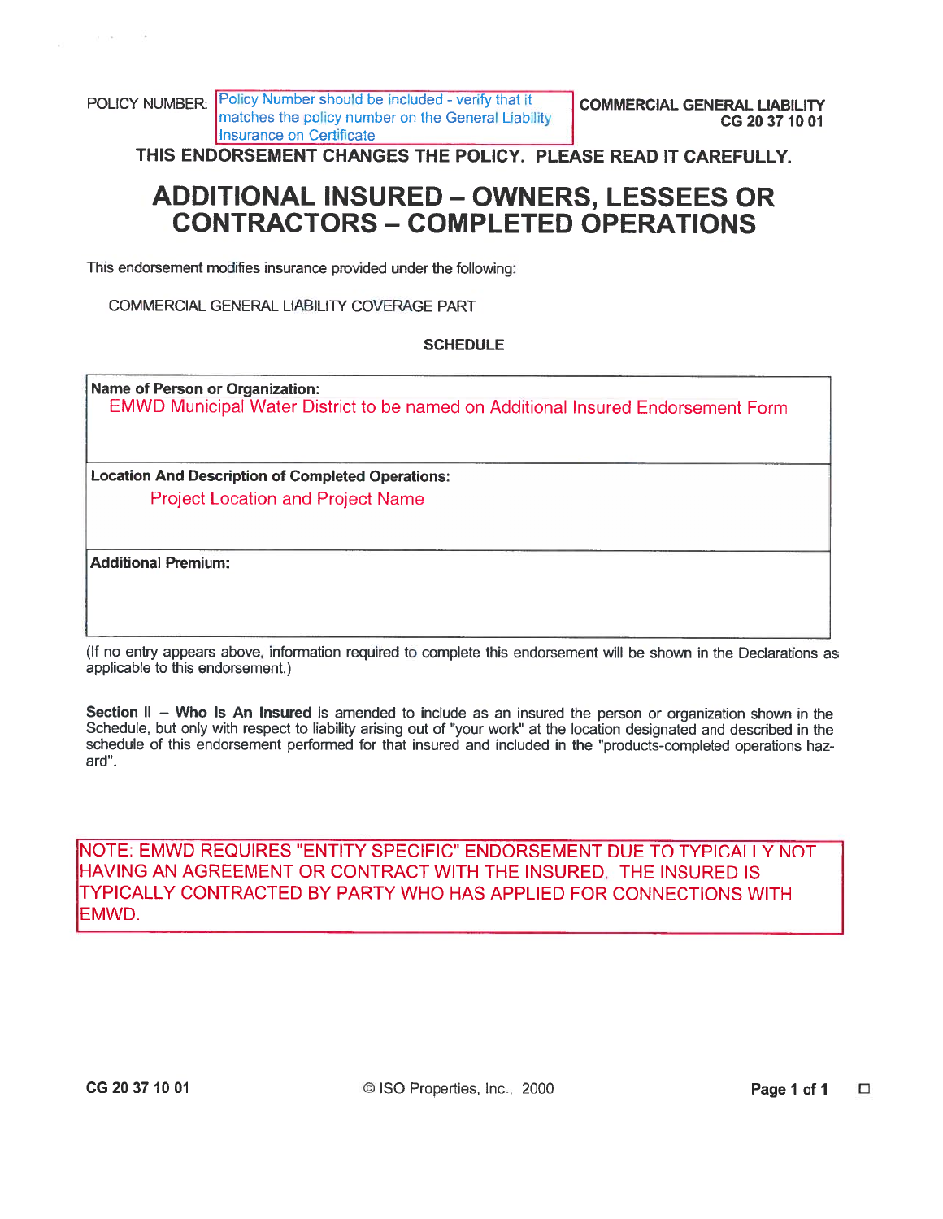POLICY NUMBER: Policy Number should be included - verify that it matches the policy number on the General Liability Insurance on Certificate

**COMMERCIAL GENERAL LIABILITY**
**CG 20 37 10 01**

**THIS ENDORSEMENT CHANGES THE POLICY. PLEASE READ IT CAREFULLY.**

# ADDITIONAL INSURED – OWNERS, LESSEES OR CONTRACTORS – COMPLETED OPERATIONS

This endorsement modifies insurance provided under the following:

COMMERCIAL GENERAL LIABILITY COVERAGE PART

**SCHEDULE**

| **Name of Person or Organization:** EMWD Municipal Water District to be named on Additional Insured Endorsement Form |
|---|
| **Location And Description of Completed Operations:** Project Location and Project Name |
| **Additional Premium:** |

(If no entry appears above, information required to complete this endorsement will be shown in the Declarations as applicable to this endorsement.)

**Section II – Who Is An Insured** is amended to include as an insured the person or organization shown in the Schedule, but only with respect to liability arising out of "your work" at the location designated and described in the schedule of this endorsement performed for that insured and included in the "products-completed operations hazard".

NOTE: EMWD REQUIRES "ENTITY SPECIFIC" ENDORSEMENT DUE TO TYPICALLY NOT HAVING AN AGREEMENT OR CONTRACT WITH THE INSURED. THE INSURED IS TYPICALLY CONTRACTED BY PARTY WHO HAS APPLIED FOR CONNECTIONS WITH EMWD.

CG 20 37 10 01 © ISO Properties, Inc., 2000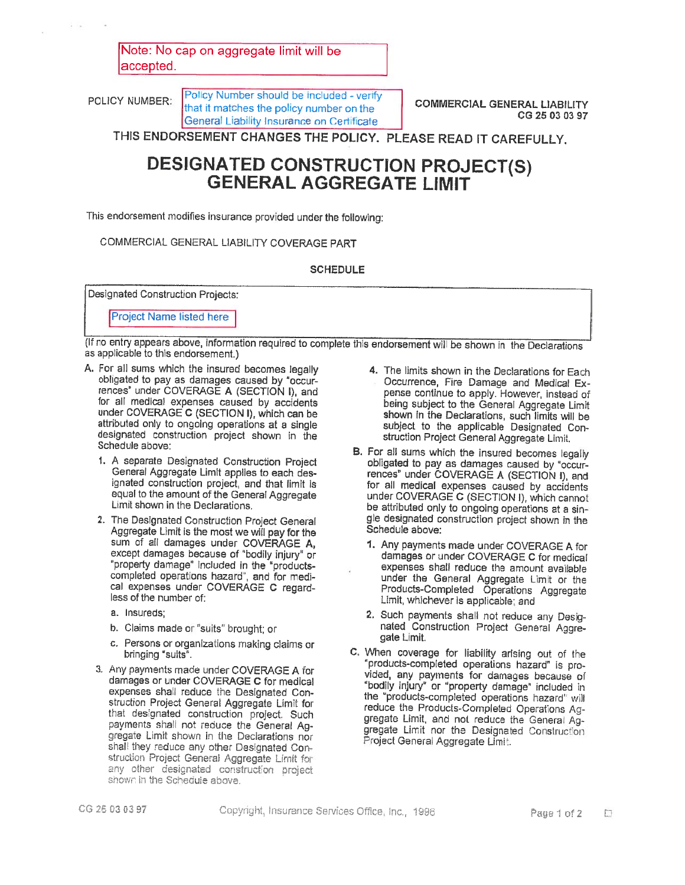Note: No cap on aggregate limit will be accepted.

POLICY NUMBER: Policy Number should be included - verify that it matches the policy number on the General Liability Insurance on Certificate

COMMERCIAL GENERAL LIABILITY
CG 25 03 03 97

**THIS ENDORSEMENT CHANGES THE POLICY. PLEASE READ IT CAREFULLY.**

# DESIGNATED CONSTRUCTION PROJECT(S) GENERAL AGGREGATE LIMIT

This endorsement modifies insurance provided under the following:

COMMERCIAL GENERAL LIABILITY COVERAGE PART

## SCHEDULE

| Designated Construction Projects: |
|---|
| Project Name listed here |

(If no entry appears above, information required to complete this endorsement will be shown in the Declarations as applicable to this endorsement.)

A. For all sums which the insured becomes legally obligated to pay as damages caused by "occurrences" under COVERAGE A (SECTION I), and for all medical expenses caused by accidents under COVERAGE C (SECTION I), which can be attributed only to ongoing operations at a single designated construction project shown in the Schedule above:

1. A separate Designated Construction Project General Aggregate Limit applies to each designated construction project, and that limit is equal to the amount of the General Aggregate Limit shown in the Declarations.
2. The Designated Construction Project General Aggregate Limit is the most we will pay for the sum of all damages under COVERAGE A, except damages because of "bodily injury" or "property damage" included in the "products-completed operations hazard", and for medical expenses under COVERAGE C regardless of the number of:
   a. Insureds;
   b. Claims made or "suits" brought; or
   c. Persons or organizations making claims or bringing "suits".
3. Any payments made under COVERAGE A for damages or under COVERAGE C for medical expenses shall reduce the Designated Construction Project General Aggregate Limit for that designated construction project. Such payments shall not reduce the General Aggregate Limit shown in the Declarations nor shall they reduce any other Designated Construction Project General Aggregate Limit for any other designated construction project shown in the Schedule above.
4. The limits shown in the Declarations for Each Occurrence, Fire Damage and Medical Expense continue to apply. However, instead of being subject to the General Aggregate Limit shown in the Declarations, such limits will be subject to the applicable Designated Construction Project General Aggregate Limit.

B. For all sums which the insured becomes legally obligated to pay as damages caused by "occurrences" under COVERAGE A (SECTION I), and for all medical expenses caused by accidents under COVERAGE C (SECTION I), which cannot be attributed only to ongoing operations at a single designated construction project shown in the Schedule above:

1. Any payments made under COVERAGE A for damages or under COVERAGE C for medical expenses shall reduce the amount available under the General Aggregate Limit or the Products-Completed Operations Aggregate Limit, whichever is applicable; and
2. Such payments shall not reduce any Designated Construction Project General Aggregate Limit.

C. When coverage for liability arising out of the "products-completed operations hazard" is provided, any payments for damages because of "bodily injury" or "property damage" included in the "products-completed operations hazard" will reduce the Products-Completed Operations Aggregate Limit, and not reduce the General Aggregate Limit nor the Designated Construction Project General Aggregate Limit.

CG 25 03 03 97 Copyright, Insurance Services Office, Inc., 1996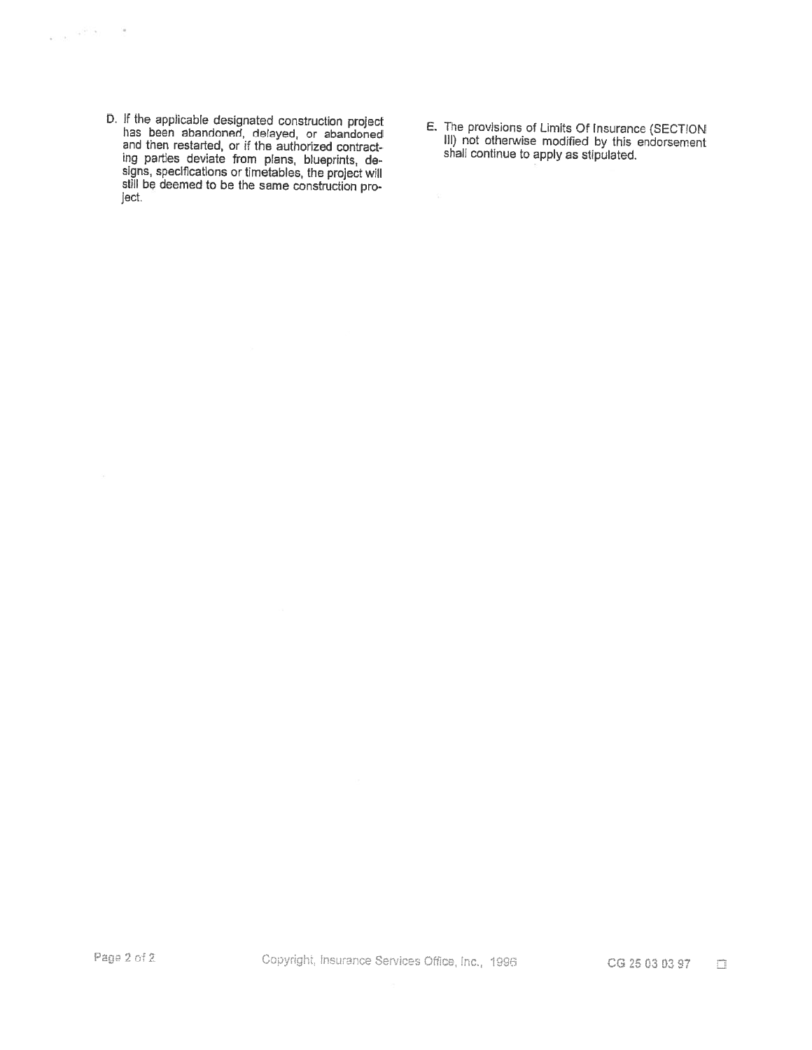D. If the applicable designated construction project has been abandoned, delayed, or abandoned and then restarted, or if the authorized contracting parties deviate from plans, blueprints, designs, specifications or timetables, the project will still be deemed to be the same construction project.

E. The provisions of Limits Of Insurance (SECTION III) not otherwise modified by this endorsement shall continue to apply as stipulated.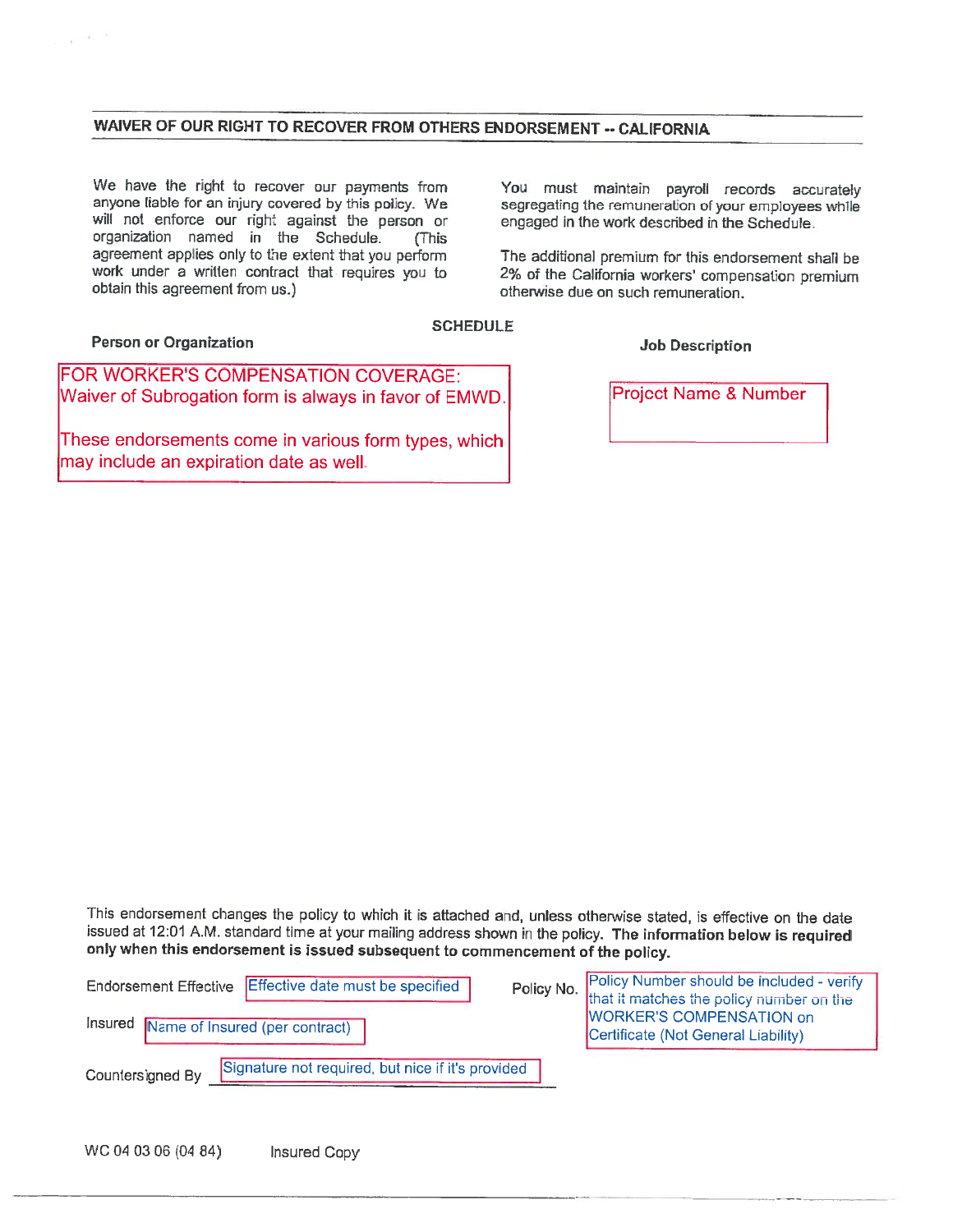## WAIVER OF OUR RIGHT TO RECOVER FROM OTHERS ENDORSEMENT -- CALIFORNIA

We have the right to recover our payments from anyone liable for an injury covered by this policy. We will not enforce our right against the person or organization named in the Schedule. (This agreement applies only to the extent that you perform work under a written contract that requires you to obtain this agreement from us.)

You must maintain payroll records accurately segregating the remuneration of your employees while engaged in the work described in the Schedule.

The additional premium for this endorsement shall be 2% of the California workers' compensation premium otherwise due on such remuneration.

**SCHEDULE**

**Person or Organization**

FOR WORKER'S COMPENSATION COVERAGE:
Waiver of Subrogation form is always in favor of EMWD.

These endorsements come in various form types, which may include an expiration date as well.

**Job Description**

Project Name & Number

This endorsement changes the policy to which it is attached and, unless otherwise stated, is effective on the date issued at 12:01 A.M. standard time at your mailing address shown in the policy. **The information below is required only when this endorsement is issued subsequent to commencement of the policy.**

Endorsement Effective: Effective date must be specified

Policy No.: Policy Number should be included - verify that it matches the policy number on the WORKER'S COMPENSATION on Certificate (Not General Liability)

Insured: Name of Insured (per contract)

Countersigned By: Signature not required, but nice if it's provided

WC 04 03 06 (04 84) Insured Copy